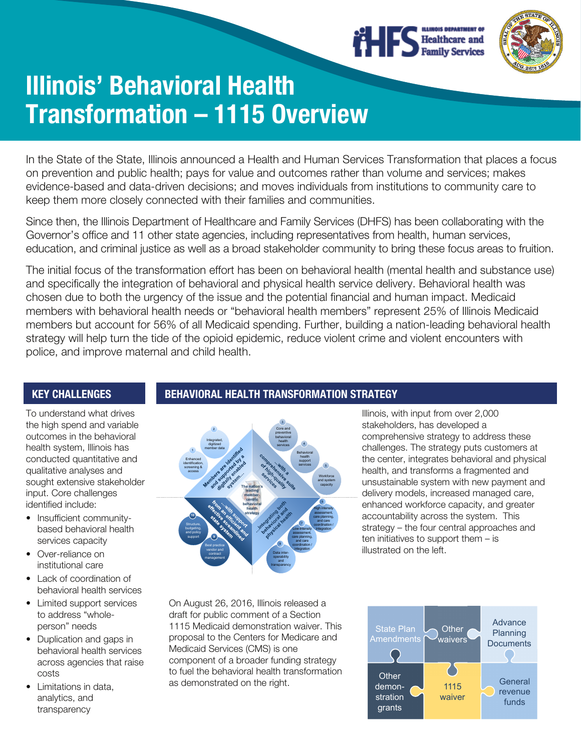# Illinois' Behavioral Health Transformation – 1115 Overview

In the State of the State, Illinois announced a Health and Human Services Transformation that places a focus on prevention and public health; pays for value and outcomes rather than volume and services; makes evidence-based and data-driven decisions; and moves individuals from institutions to community care to keep them more closely connected with their families and communities.

Since then, the Illinois Department of Healthcare and Family Services (DHFS) has been collaborating with the Governor's office and 11 other state agencies, including representatives from health, human services, education, and criminal justice as well as a broad stakeholder community to bring these focus areas to fruition.

The initial focus of the transformation effort has been on behavioral health (mental health and substance use) and specifically the integration of behavioral and physical health service delivery. Behavioral health was chosen due to both the urgency of the issue and the potential financial and human impact. Medicaid members with behavioral health needs or "behavioral health members" represent 25% of Illinois Medicaid members but account for 56% of all Medicaid spending. Further, building a nation-leading behavioral health strategy will help turn the tide of the opioid epidemic, reduce violent crime and violent encounters with police, and improve maternal and child health.

## KEY CHALLENGES

To understand what drives the high spend and variable outcomes in the behavioral health system, Illinois has conducted quantitative and qualitative analyses and sought extensive stakeholder input. Core challenges identified include:

- Insufficient community-based behavioral health services capacity
- Over-reliance on institutional care
- Lack of coordination of behavioral health services
- Limited support services to address "whole-person" needs
- Duplication and gaps in behavioral health services across agencies that raise costs
- Limitations in data, analytics, and transparency

## BEHAVIORAL HEALTH TRANSFORMATION STRATEGY

The nation's leading member-centric behavioral health strategy

Members are identified and supported by a digitally enabled system…
1 Enhanced identification, screening & access
2 Integrated, digitized member data

…with a comprehensive suite of high-quality services
3 Core and preventive behavioral health services
4 Behavioral health support services
5 Workforce and system capacity

…integrating both behavioral and physical health
6 High intensity assessment, care planning, and care coordination / integration
7 Low-intensity assessment, care planning, and care coordination / integration
8 Data inter-operability and transparency

…with support from an efficient and effective streamlined state system
9 Best practice vendor and contract management
10 Structure, budgeting, and policy support

Illinois, with input from over 2,000 stakeholders, has developed a comprehensive strategy to address these challenges. The strategy puts customers at the center, integrates behavioral and physical health, and transforms a fragmented and unsustainable system with new payment and delivery models, increased managed care, enhanced workforce capacity, and greater accountability across the system. This strategy – the four central approaches and ten initiatives to support them – is illustrated on the left.

On August 26, 2016, Illinois released a draft for public comment of a Section 1115 Medicaid demonstration waiver. This proposal to the Centers for Medicare and Medicaid Services (CMS) is one component of a broader funding strategy to fuel the behavioral health transformation as demonstrated on the right.

State Plan Amendments

Other waivers

Advance Planning Documents

Other demon-stration grants

1115 waiver

General revenue funds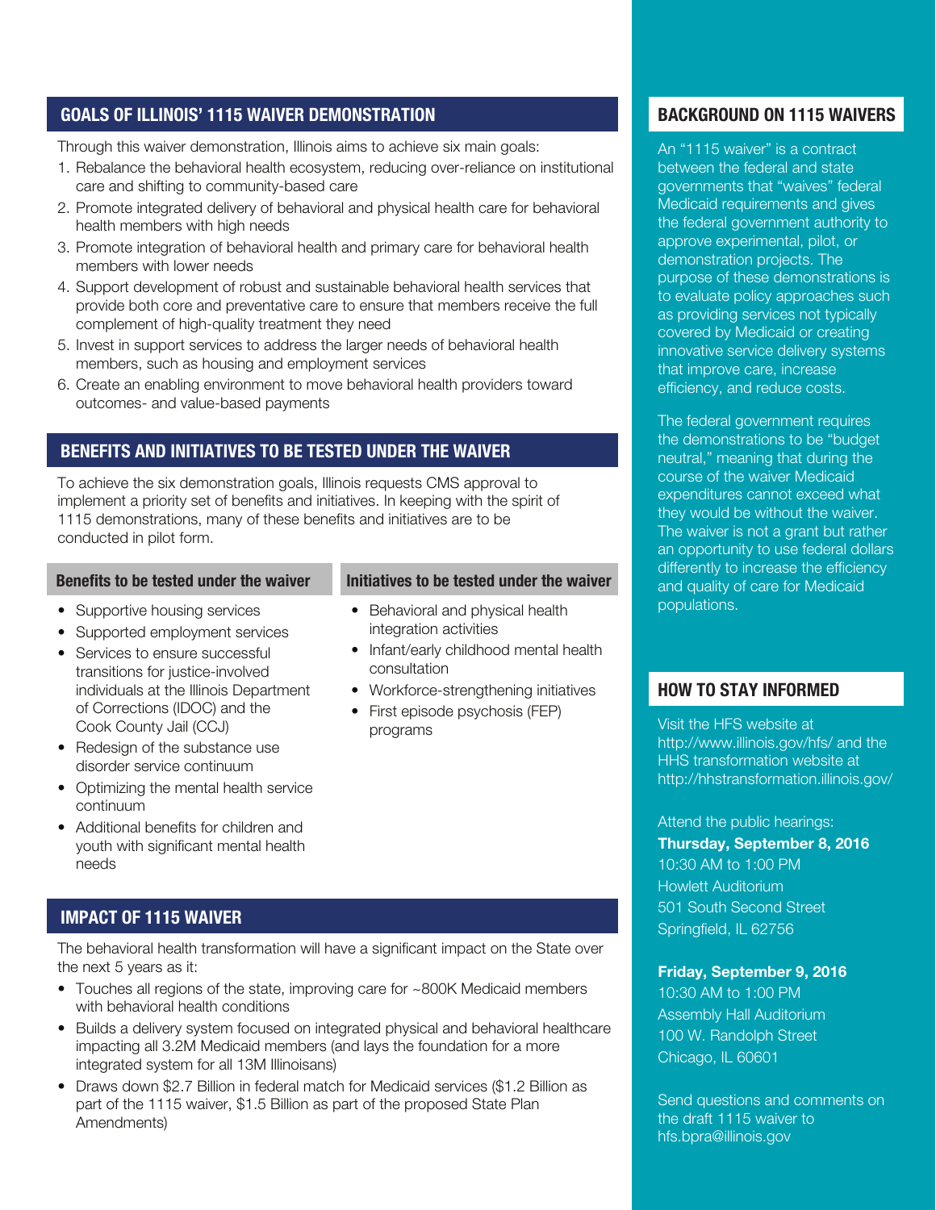## GOALS OF ILLINOIS' 1115 WAIVER DEMONSTRATION

Through this waiver demonstration, Illinois aims to achieve six main goals:

1. Rebalance the behavioral health ecosystem, reducing over-reliance on institutional care and shifting to community-based care
2. Promote integrated delivery of behavioral and physical health care for behavioral health members with high needs
3. Promote integration of behavioral health and primary care for behavioral health members with lower needs
4. Support development of robust and sustainable behavioral health services that provide both core and preventative care to ensure that members receive the full complement of high-quality treatment they need
5. Invest in support services to address the larger needs of behavioral health members, such as housing and employment services
6. Create an enabling environment to move behavioral health providers toward outcomes- and value-based payments

## BENEFITS AND INITIATIVES TO BE TESTED UNDER THE WAIVER

To achieve the six demonstration goals, Illinois requests CMS approval to implement a priority set of benefits and initiatives. In keeping with the spirit of 1115 demonstrations, many of these benefits and initiatives are to be conducted in pilot form.

### Benefits to be tested under the waiver

- Supportive housing services
- Supported employment services
- Services to ensure successful transitions for justice-involved individuals at the Illinois Department of Corrections (IDOC) and the Cook County Jail (CCJ)
- Redesign of the substance use disorder service continuum
- Optimizing the mental health service continuum
- Additional benefits for children and youth with significant mental health needs

### Initiatives to be tested under the waiver

- Behavioral and physical health integration activities
- Infant/early childhood mental health consultation
- Workforce-strengthening initiatives
- First episode psychosis (FEP) programs

## IMPACT OF 1115 WAIVER

The behavioral health transformation will have a significant impact on the State over the next 5 years as it:

- Touches all regions of the state, improving care for ~800K Medicaid members with behavioral health conditions
- Builds a delivery system focused on integrated physical and behavioral healthcare impacting all 3.2M Medicaid members (and lays the foundation for a more integrated system for all 13M Illinoisans)
- Draws down $2.7 Billion in federal match for Medicaid services ($1.2 Billion as part of the 1115 waiver, $1.5 Billion as part of the proposed State Plan Amendments)

## BACKGROUND ON 1115 WAIVERS

An "1115 waiver" is a contract between the federal and state governments that "waives" federal Medicaid requirements and gives the federal government authority to approve experimental, pilot, or demonstration projects. The purpose of these demonstrations is to evaluate policy approaches such as providing services not typically covered by Medicaid or creating innovative service delivery systems that improve care, increase efficiency, and reduce costs.

The federal government requires the demonstrations to be "budget neutral," meaning that during the course of the waiver Medicaid expenditures cannot exceed what they would be without the waiver. The waiver is not a grant but rather an opportunity to use federal dollars differently to increase the efficiency and quality of care for Medicaid populations.

## HOW TO STAY INFORMED

Visit the HFS website at http://www.illinois.gov/hfs/ and the HHS transformation website at http://hhstransformation.illinois.gov/

Attend the public hearings:

**Thursday, September 8, 2016**
10:30 AM to 1:00 PM
Howlett Auditorium
501 South Second Street
Springfield, IL 62756

**Friday, September 9, 2016**
10:30 AM to 1:00 PM
Assembly Hall Auditorium
100 W. Randolph Street
Chicago, IL 60601

Send questions and comments on the draft 1115 waiver to hfs.bpra@illinois.gov